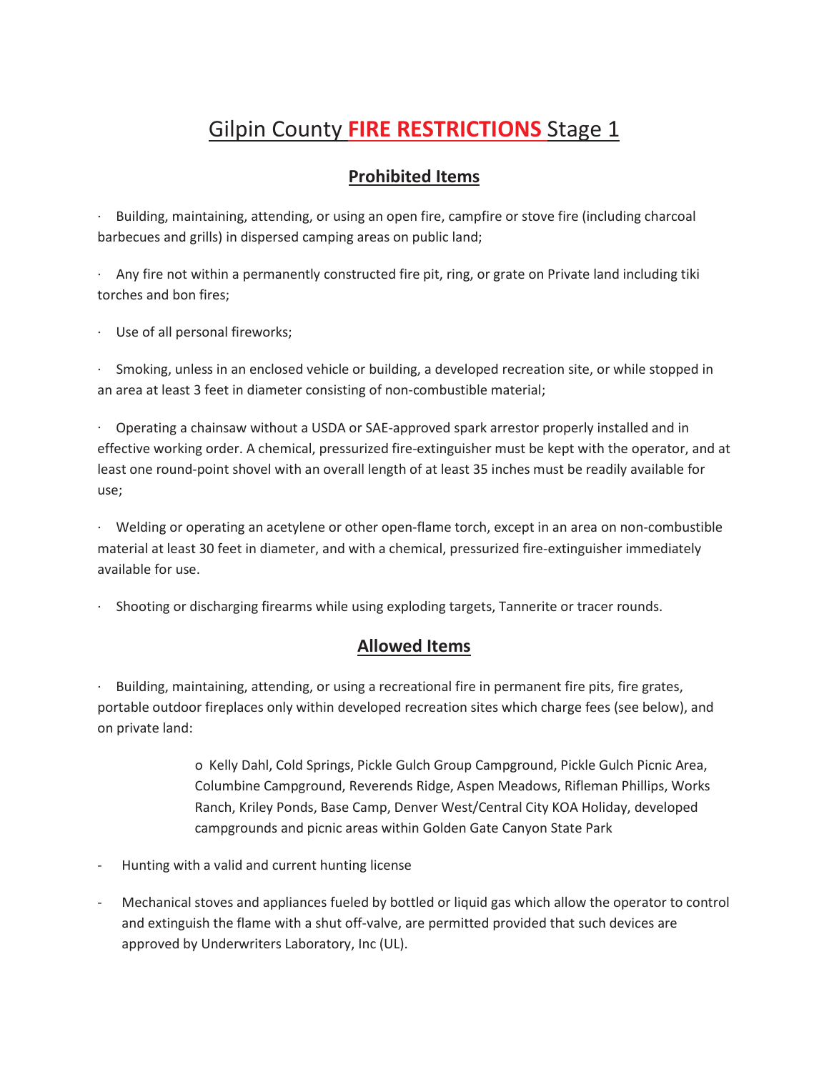# Gilpin County **FIRE RESTRICTIONS** Stage 1

## Prohibited Items

- Building, maintaining, attending, or using an open fire, campfire or stove fire (including charcoal barbecues and grills) in dispersed camping areas on public land;

- Any fire not within a permanently constructed fire pit, ring, or grate on Private land including tiki torches and bon fires;

- Use of all personal fireworks;

- Smoking, unless in an enclosed vehicle or building, a developed recreation site, or while stopped in an area at least 3 feet in diameter consisting of non-combustible material;

- Operating a chainsaw without a USDA or SAE-approved spark arrestor properly installed and in effective working order. A chemical, pressurized fire-extinguisher must be kept with the operator, and at least one round-point shovel with an overall length of at least 35 inches must be readily available for use;

- Welding or operating an acetylene or other open-flame torch, except in an area on non-combustible material at least 30 feet in diameter, and with a chemical, pressurized fire-extinguisher immediately available for use.

- Shooting or discharging firearms while using exploding targets, Tannerite or tracer rounds.

## Allowed Items

- Building, maintaining, attending, or using a recreational fire in permanent fire pits, fire grates, portable outdoor fireplaces only within developed recreation sites which charge fees (see below), and on private land:

  - Kelly Dahl, Cold Springs, Pickle Gulch Group Campground, Pickle Gulch Picnic Area, Columbine Campground, Reverends Ridge, Aspen Meadows, Rifleman Phillips, Works Ranch, Kriley Ponds, Base Camp, Denver West/Central City KOA Holiday, developed campgrounds and picnic areas within Golden Gate Canyon State Park

- Hunting with a valid and current hunting license

- Mechanical stoves and appliances fueled by bottled or liquid gas which allow the operator to control and extinguish the flame with a shut off-valve, are permitted provided that such devices are approved by Underwriters Laboratory, Inc (UL).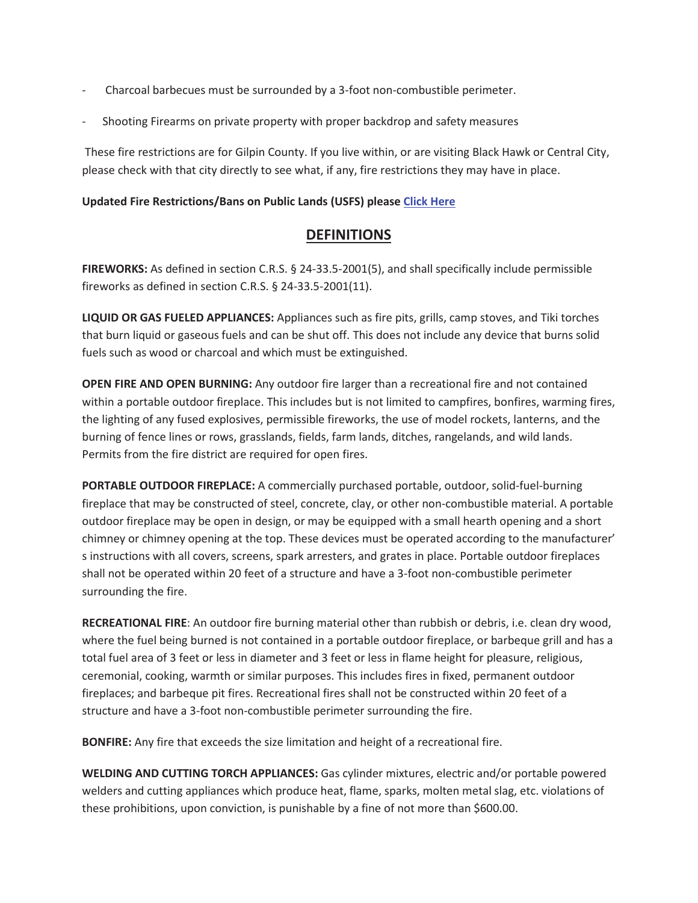- Charcoal barbecues must be surrounded by a 3-foot non-combustible perimeter.
- Shooting Firearms on private property with proper backdrop and safety measures

These fire restrictions are for Gilpin County. If you live within, or are visiting Black Hawk or Central City, please check with that city directly to see what, if any, fire restrictions they may have in place.

**Updated Fire Restrictions/Bans on Public Lands (USFS) please Click Here**

## DEFINITIONS

**FIREWORKS:** As defined in section C.R.S. § 24-33.5-2001(5), and shall specifically include permissible fireworks as defined in section C.R.S. § 24-33.5-2001(11).

**LIQUID OR GAS FUELED APPLIANCES:** Appliances such as fire pits, grills, camp stoves, and Tiki torches that burn liquid or gaseous fuels and can be shut off. This does not include any device that burns solid fuels such as wood or charcoal and which must be extinguished.

**OPEN FIRE AND OPEN BURNING:** Any outdoor fire larger than a recreational fire and not contained within a portable outdoor fireplace. This includes but is not limited to campfires, bonfires, warming fires, the lighting of any fused explosives, permissible fireworks, the use of model rockets, lanterns, and the burning of fence lines or rows, grasslands, fields, farm lands, ditches, rangelands, and wild lands. Permits from the fire district are required for open fires.

**PORTABLE OUTDOOR FIREPLACE:** A commercially purchased portable, outdoor, solid-fuel-burning fireplace that may be constructed of steel, concrete, clay, or other non-combustible material. A portable outdoor fireplace may be open in design, or may be equipped with a small hearth opening and a short chimney or chimney opening at the top. These devices must be operated according to the manufacturer' s instructions with all covers, screens, spark arresters, and grates in place. Portable outdoor fireplaces shall not be operated within 20 feet of a structure and have a 3-foot non-combustible perimeter surrounding the fire.

**RECREATIONAL FIRE**: An outdoor fire burning material other than rubbish or debris, i.e. clean dry wood, where the fuel being burned is not contained in a portable outdoor fireplace, or barbeque grill and has a total fuel area of 3 feet or less in diameter and 3 feet or less in flame height for pleasure, religious, ceremonial, cooking, warmth or similar purposes. This includes fires in fixed, permanent outdoor fireplaces; and barbeque pit fires. Recreational fires shall not be constructed within 20 feet of a structure and have a 3-foot non-combustible perimeter surrounding the fire.

**BONFIRE:** Any fire that exceeds the size limitation and height of a recreational fire.

**WELDING AND CUTTING TORCH APPLIANCES:** Gas cylinder mixtures, electric and/or portable powered welders and cutting appliances which produce heat, flame, sparks, molten metal slag, etc. violations of these prohibitions, upon conviction, is punishable by a fine of not more than $600.00.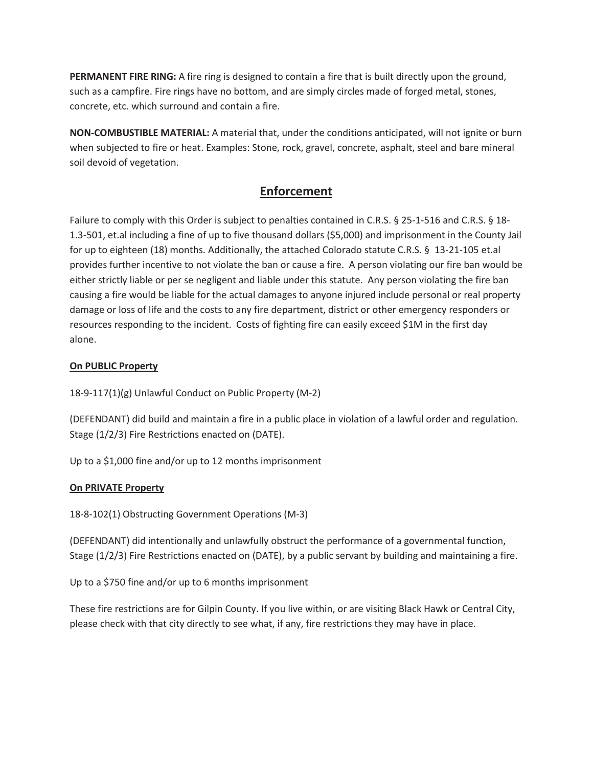**PERMANENT FIRE RING:** A fire ring is designed to contain a fire that is built directly upon the ground, such as a campfire. Fire rings have no bottom, and are simply circles made of forged metal, stones, concrete, etc. which surround and contain a fire.

**NON-COMBUSTIBLE MATERIAL:** A material that, under the conditions anticipated, will not ignite or burn when subjected to fire or heat. Examples: Stone, rock, gravel, concrete, asphalt, steel and bare mineral soil devoid of vegetation.

## Enforcement

Failure to comply with this Order is subject to penalties contained in C.R.S. § 25-1-516 and C.R.S. § 18-1.3-501, et.al including a fine of up to five thousand dollars ($5,000) and imprisonment in the County Jail for up to eighteen (18) months. Additionally, the attached Colorado statute C.R.S. § 13-21-105 et.al provides further incentive to not violate the ban or cause a fire. A person violating our fire ban would be either strictly liable or per se negligent and liable under this statute. Any person violating the fire ban causing a fire would be liable for the actual damages to anyone injured include personal or real property damage or loss of life and the costs to any fire department, district or other emergency responders or resources responding to the incident. Costs of fighting fire can easily exceed $1M in the first day alone.

**On PUBLIC Property**

18-9-117(1)(g) Unlawful Conduct on Public Property (M-2)

(DEFENDANT) did build and maintain a fire in a public place in violation of a lawful order and regulation. Stage (1/2/3) Fire Restrictions enacted on (DATE).

Up to a $1,000 fine and/or up to 12 months imprisonment

**On PRIVATE Property**

18-8-102(1) Obstructing Government Operations (M-3)

(DEFENDANT) did intentionally and unlawfully obstruct the performance of a governmental function, Stage (1/2/3) Fire Restrictions enacted on (DATE), by a public servant by building and maintaining a fire.

Up to a $750 fine and/or up to 6 months imprisonment

These fire restrictions are for Gilpin County. If you live within, or are visiting Black Hawk or Central City, please check with that city directly to see what, if any, fire restrictions they may have in place.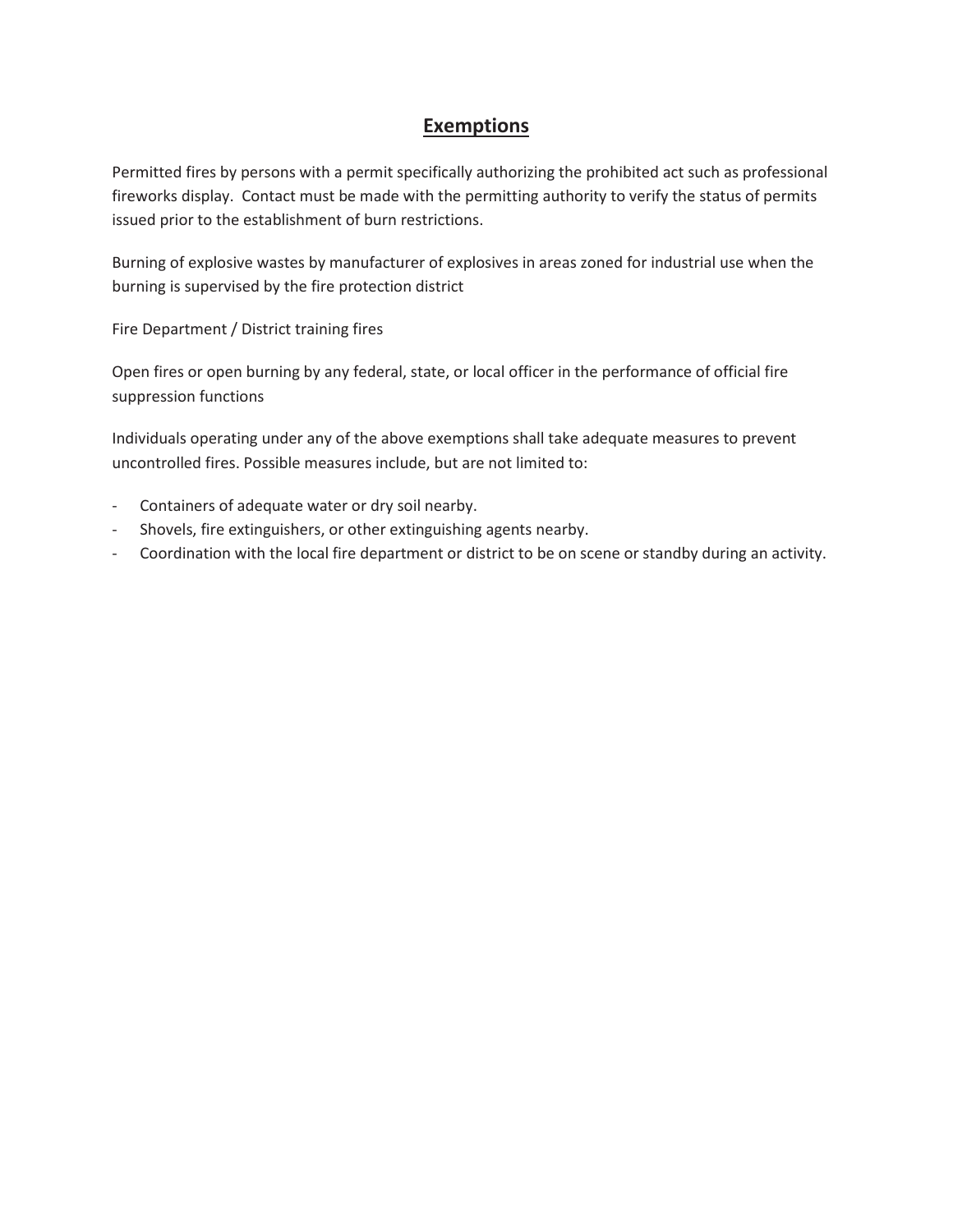## **Exemptions**

Permitted fires by persons with a permit specifically authorizing the prohibited act such as professional fireworks display. Contact must be made with the permitting authority to verify the status of permits issued prior to the establishment of burn restrictions.

Burning of explosive wastes by manufacturer of explosives in areas zoned for industrial use when the burning is supervised by the fire protection district

Fire Department / District training fires

Open fires or open burning by any federal, state, or local officer in the performance of official fire suppression functions

Individuals operating under any of the above exemptions shall take adequate measures to prevent uncontrolled fires. Possible measures include, but are not limited to:

- Containers of adequate water or dry soil nearby.
- Shovels, fire extinguishers, or other extinguishing agents nearby.
- Coordination with the local fire department or district to be on scene or standby during an activity.